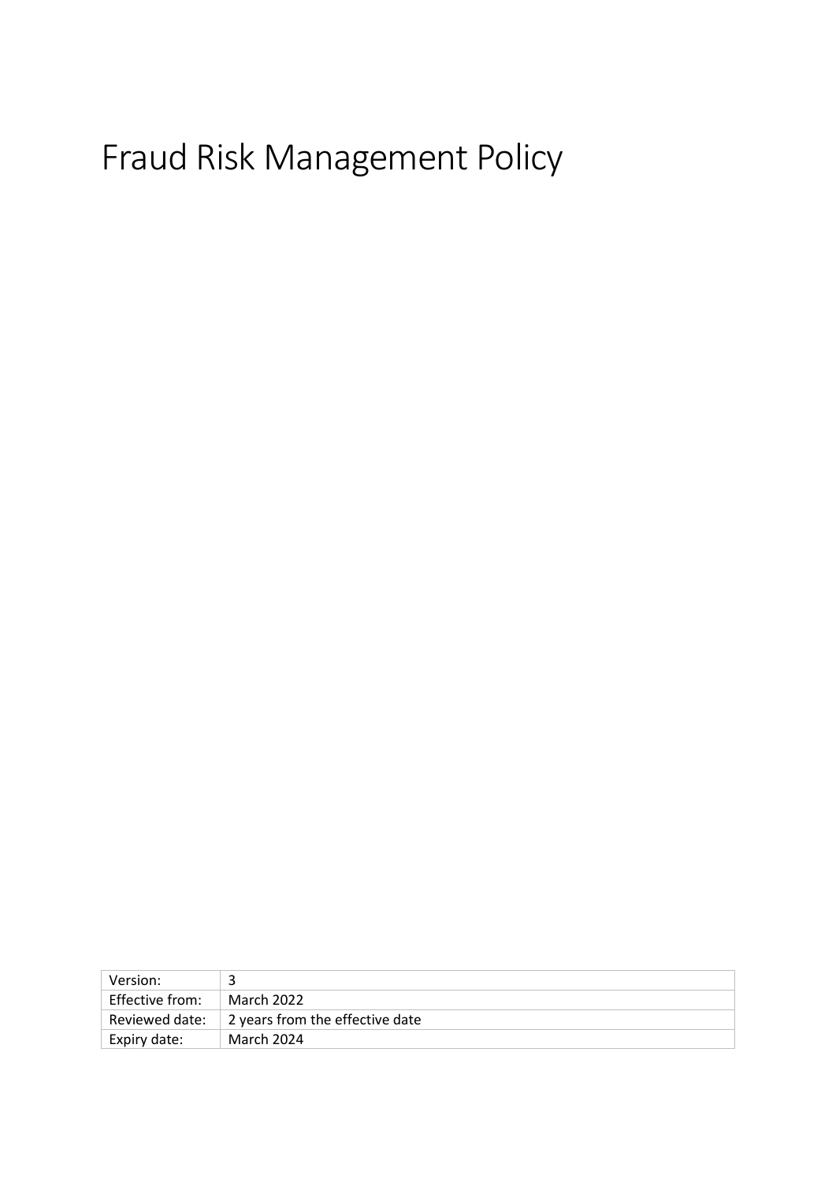# Fraud Risk Management Policy

| Version: | 3 |
|---|---|
| Effective from: | March 2022 |
| Reviewed date: | 2 years from the effective date |
| Expiry date: | March 2024 |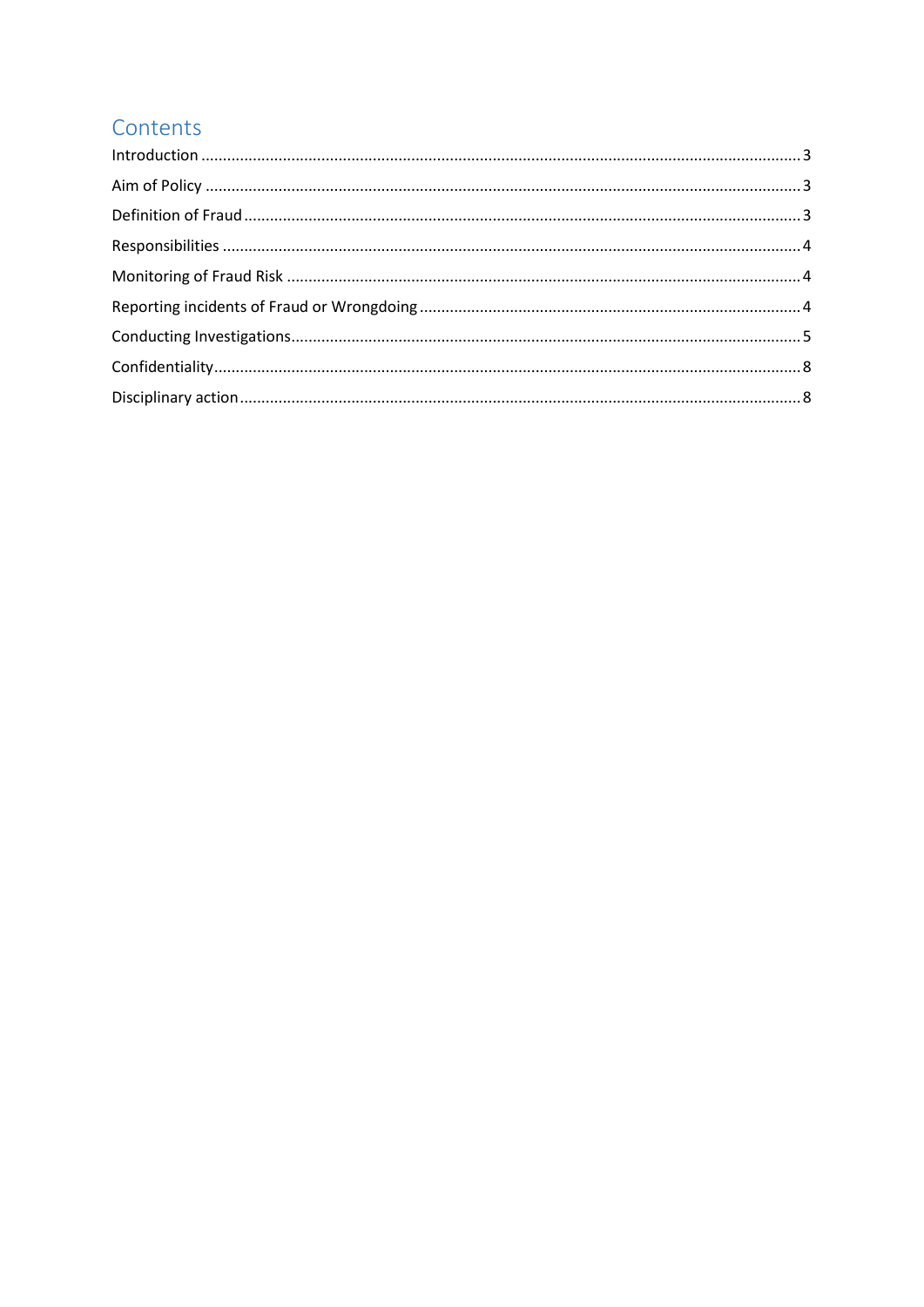# Contents

Introduction ........................................................................................................................................ 3

Aim of Policy ........................................................................................................................................ 3

Definition of Fraud ................................................................................................................................ 3

Responsibilities ...................................................................................................................................... 4

Monitoring of Fraud Risk ....................................................................................................................... 4

Reporting incidents of Fraud or Wrongdoing ......................................................................................... 4

Conducting Investigations...................................................................................................................... 5

Confidentiality........................................................................................................................................ 8

Disciplinary action .................................................................................................................................. 8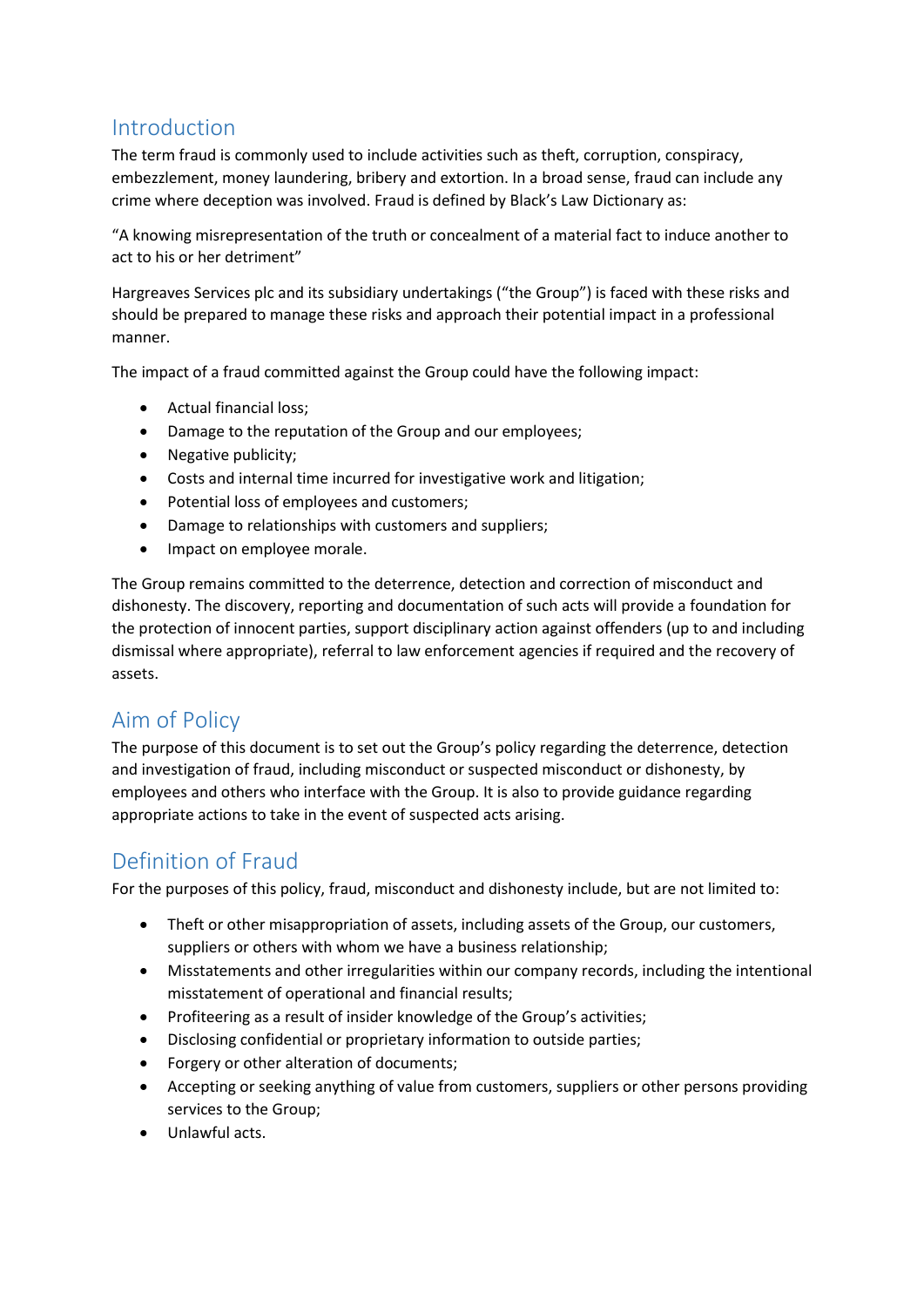## Introduction

The term fraud is commonly used to include activities such as theft, corruption, conspiracy, embezzlement, money laundering, bribery and extortion. In a broad sense, fraud can include any crime where deception was involved. Fraud is defined by Black's Law Dictionary as:

"A knowing misrepresentation of the truth or concealment of a material fact to induce another to act to his or her detriment"

Hargreaves Services plc and its subsidiary undertakings ("the Group") is faced with these risks and should be prepared to manage these risks and approach their potential impact in a professional manner.

The impact of a fraud committed against the Group could have the following impact:

- Actual financial loss;
- Damage to the reputation of the Group and our employees;
- Negative publicity;
- Costs and internal time incurred for investigative work and litigation;
- Potential loss of employees and customers;
- Damage to relationships with customers and suppliers;
- Impact on employee morale.

The Group remains committed to the deterrence, detection and correction of misconduct and dishonesty. The discovery, reporting and documentation of such acts will provide a foundation for the protection of innocent parties, support disciplinary action against offenders (up to and including dismissal where appropriate), referral to law enforcement agencies if required and the recovery of assets.

## Aim of Policy

The purpose of this document is to set out the Group's policy regarding the deterrence, detection and investigation of fraud, including misconduct or suspected misconduct or dishonesty, by employees and others who interface with the Group. It is also to provide guidance regarding appropriate actions to take in the event of suspected acts arising.

## Definition of Fraud

For the purposes of this policy, fraud, misconduct and dishonesty include, but are not limited to:

- Theft or other misappropriation of assets, including assets of the Group, our customers, suppliers or others with whom we have a business relationship;
- Misstatements and other irregularities within our company records, including the intentional misstatement of operational and financial results;
- Profiteering as a result of insider knowledge of the Group's activities;
- Disclosing confidential or proprietary information to outside parties;
- Forgery or other alteration of documents;
- Accepting or seeking anything of value from customers, suppliers or other persons providing services to the Group;
- Unlawful acts.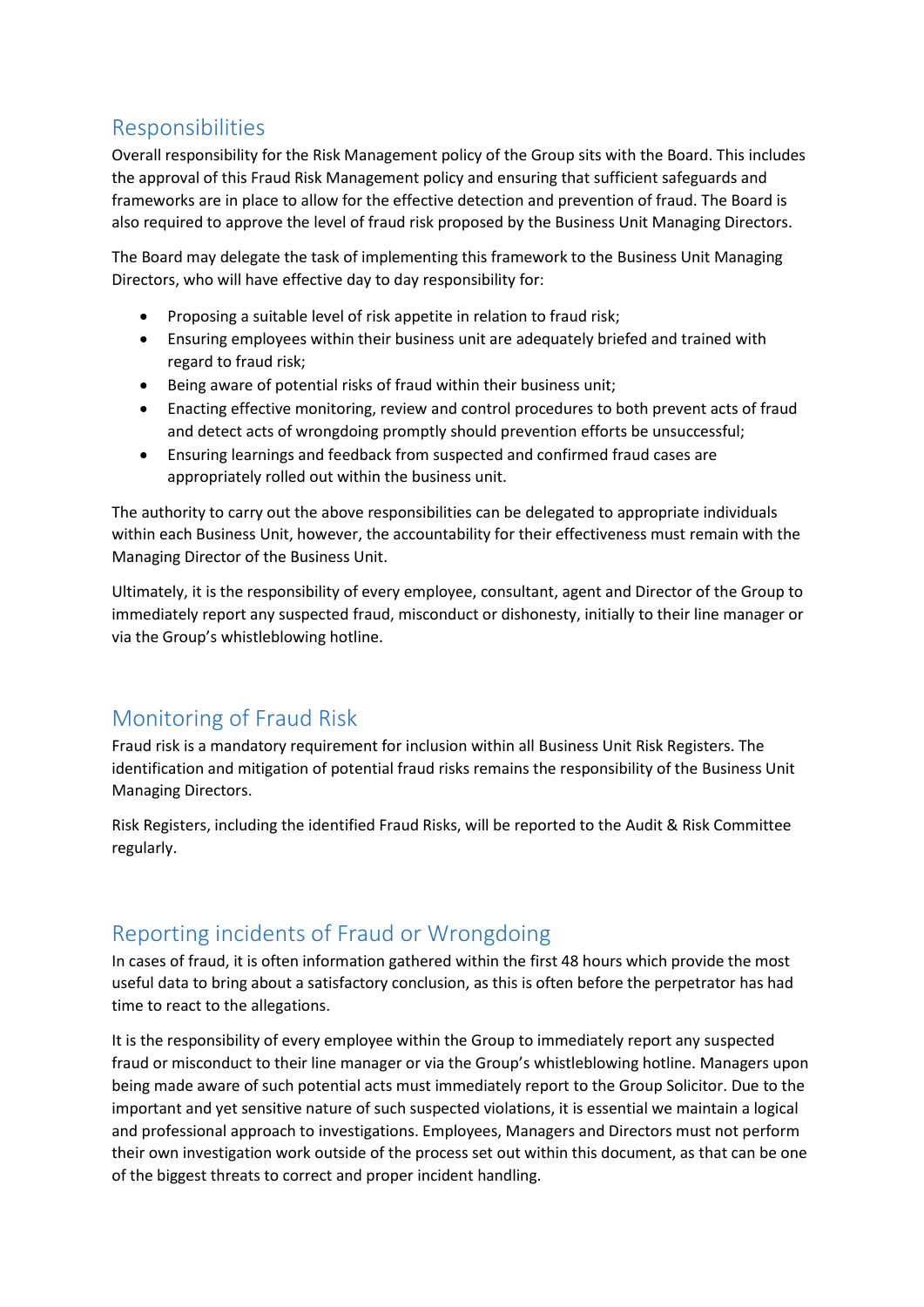## Responsibilities

Overall responsibility for the Risk Management policy of the Group sits with the Board. This includes the approval of this Fraud Risk Management policy and ensuring that sufficient safeguards and frameworks are in place to allow for the effective detection and prevention of fraud. The Board is also required to approve the level of fraud risk proposed by the Business Unit Managing Directors.

The Board may delegate the task of implementing this framework to the Business Unit Managing Directors, who will have effective day to day responsibility for:

- Proposing a suitable level of risk appetite in relation to fraud risk;
- Ensuring employees within their business unit are adequately briefed and trained with regard to fraud risk;
- Being aware of potential risks of fraud within their business unit;
- Enacting effective monitoring, review and control procedures to both prevent acts of fraud and detect acts of wrongdoing promptly should prevention efforts be unsuccessful;
- Ensuring learnings and feedback from suspected and confirmed fraud cases are appropriately rolled out within the business unit.

The authority to carry out the above responsibilities can be delegated to appropriate individuals within each Business Unit, however, the accountability for their effectiveness must remain with the Managing Director of the Business Unit.

Ultimately, it is the responsibility of every employee, consultant, agent and Director of the Group to immediately report any suspected fraud, misconduct or dishonesty, initially to their line manager or via the Group's whistleblowing hotline.

## Monitoring of Fraud Risk

Fraud risk is a mandatory requirement for inclusion within all Business Unit Risk Registers. The identification and mitigation of potential fraud risks remains the responsibility of the Business Unit Managing Directors.

Risk Registers, including the identified Fraud Risks, will be reported to the Audit & Risk Committee regularly.

## Reporting incidents of Fraud or Wrongdoing

In cases of fraud, it is often information gathered within the first 48 hours which provide the most useful data to bring about a satisfactory conclusion, as this is often before the perpetrator has had time to react to the allegations.

It is the responsibility of every employee within the Group to immediately report any suspected fraud or misconduct to their line manager or via the Group's whistleblowing hotline. Managers upon being made aware of such potential acts must immediately report to the Group Solicitor. Due to the important and yet sensitive nature of such suspected violations, it is essential we maintain a logical and professional approach to investigations. Employees, Managers and Directors must not perform their own investigation work outside of the process set out within this document, as that can be one of the biggest threats to correct and proper incident handling.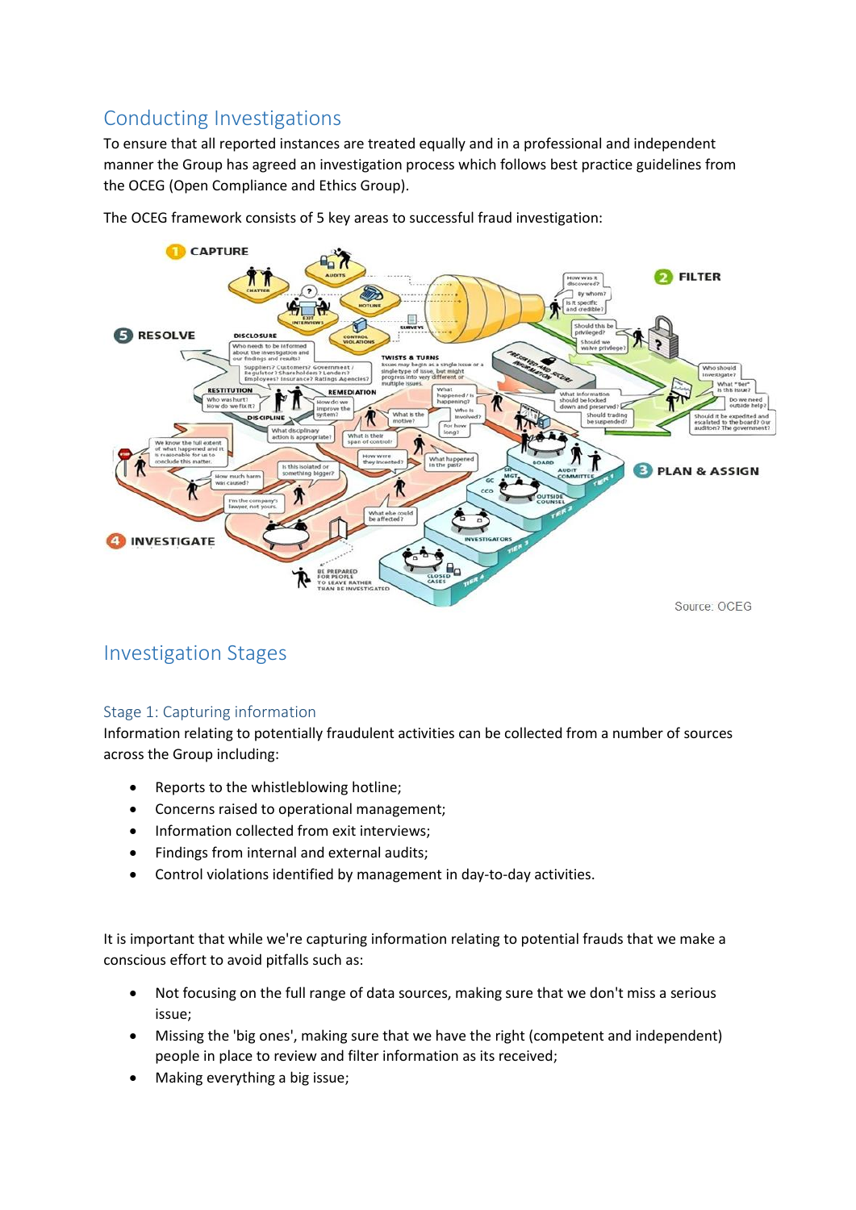## Conducting Investigations

To ensure that all reported instances are treated equally and in a professional and independent manner the Group has agreed an investigation process which follows best practice guidelines from the OCEG (Open Compliance and Ethics Group).

The OCEG framework consists of 5 key areas to successful fraud investigation:

Source: OCEG

## Investigation Stages

### Stage 1: Capturing information

Information relating to potentially fraudulent activities can be collected from a number of sources across the Group including:

- Reports to the whistleblowing hotline;
- Concerns raised to operational management;
- Information collected from exit interviews;
- Findings from internal and external audits;
- Control violations identified by management in day-to-day activities.

It is important that while we're capturing information relating to potential frauds that we make a conscious effort to avoid pitfalls such as:

- Not focusing on the full range of data sources, making sure that we don't miss a serious issue;
- Missing the 'big ones', making sure that we have the right (competent and independent) people in place to review and filter information as its received;
- Making everything a big issue;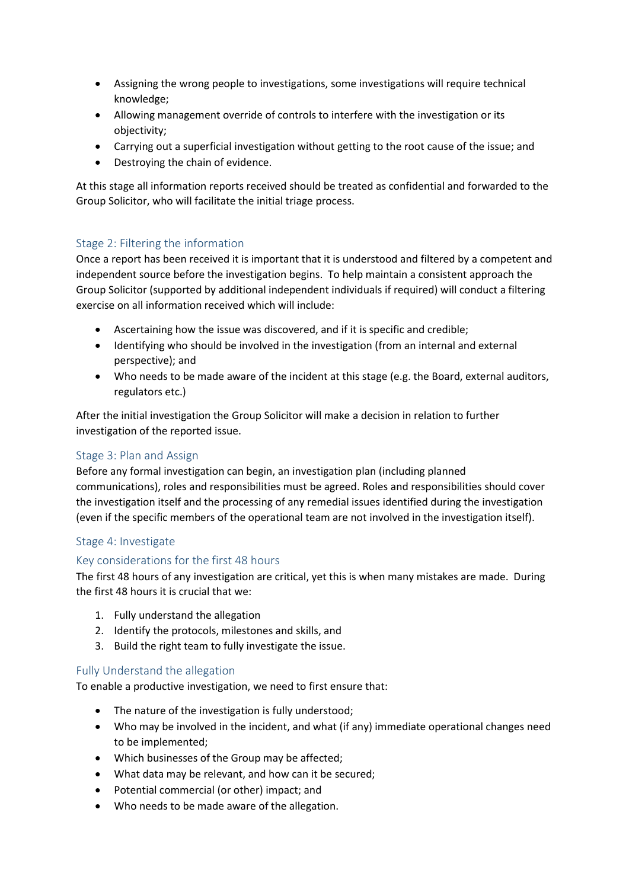- Assigning the wrong people to investigations, some investigations will require technical knowledge;
- Allowing management override of controls to interfere with the investigation or its objectivity;
- Carrying out a superficial investigation without getting to the root cause of the issue; and
- Destroying the chain of evidence.

At this stage all information reports received should be treated as confidential and forwarded to the Group Solicitor, who will facilitate the initial triage process.

## Stage 2: Filtering the information

Once a report has been received it is important that it is understood and filtered by a competent and independent source before the investigation begins. To help maintain a consistent approach the Group Solicitor (supported by additional independent individuals if required) will conduct a filtering exercise on all information received which will include:

- Ascertaining how the issue was discovered, and if it is specific and credible;
- Identifying who should be involved in the investigation (from an internal and external perspective); and
- Who needs to be made aware of the incident at this stage (e.g. the Board, external auditors, regulators etc.)

After the initial investigation the Group Solicitor will make a decision in relation to further investigation of the reported issue.

## Stage 3: Plan and Assign

Before any formal investigation can begin, an investigation plan (including planned communications), roles and responsibilities must be agreed. Roles and responsibilities should cover the investigation itself and the processing of any remedial issues identified during the investigation (even if the specific members of the operational team are not involved in the investigation itself).

## Stage 4: Investigate

### Key considerations for the first 48 hours

The first 48 hours of any investigation are critical, yet this is when many mistakes are made. During the first 48 hours it is crucial that we:

1. Fully understand the allegation
2. Identify the protocols, milestones and skills, and
3. Build the right team to fully investigate the issue.

### Fully Understand the allegation

To enable a productive investigation, we need to first ensure that:

- The nature of the investigation is fully understood;
- Who may be involved in the incident, and what (if any) immediate operational changes need to be implemented;
- Which businesses of the Group may be affected;
- What data may be relevant, and how can it be secured;
- Potential commercial (or other) impact; and
- Who needs to be made aware of the allegation.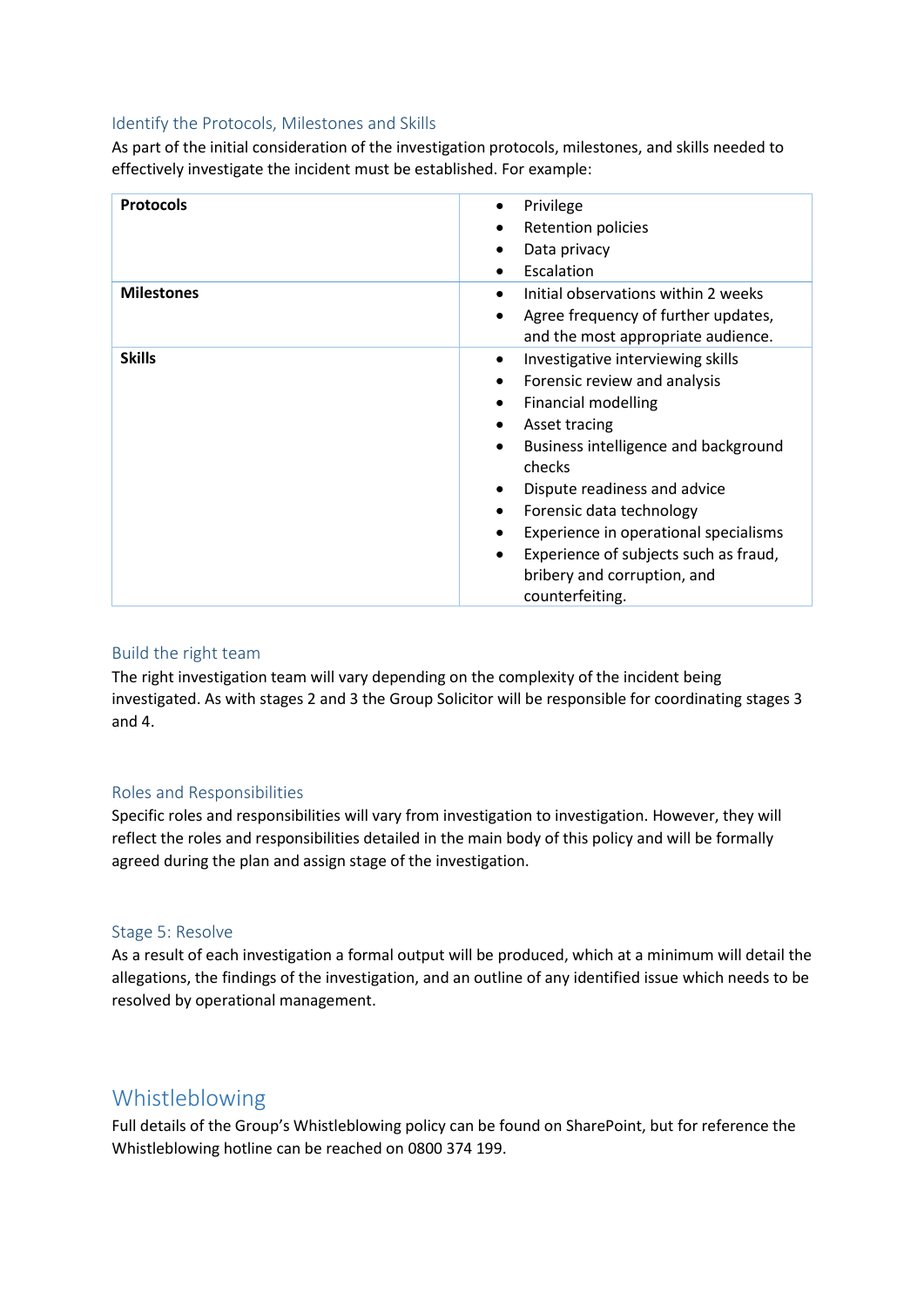### Identify the Protocols, Milestones and Skills

As part of the initial consideration of the investigation protocols, milestones, and skills needed to effectively investigate the incident must be established. For example:

| | |
|---|---|
| **Protocols** | • Privilege<br>• Retention policies<br>• Data privacy<br>• Escalation |
| **Milestones** | • Initial observations within 2 weeks<br>• Agree frequency of further updates, and the most appropriate audience. |
| **Skills** | • Investigative interviewing skills<br>• Forensic review and analysis<br>• Financial modelling<br>• Asset tracing<br>• Business intelligence and background checks<br>• Dispute readiness and advice<br>• Forensic data technology<br>• Experience in operational specialisms<br>• Experience of subjects such as fraud, bribery and corruption, and counterfeiting. |

### Build the right team

The right investigation team will vary depending on the complexity of the incident being investigated. As with stages 2 and 3 the Group Solicitor will be responsible for coordinating stages 3 and 4.

### Roles and Responsibilities

Specific roles and responsibilities will vary from investigation to investigation. However, they will reflect the roles and responsibilities detailed in the main body of this policy and will be formally agreed during the plan and assign stage of the investigation.

### Stage 5: Resolve

As a result of each investigation a formal output will be produced, which at a minimum will detail the allegations, the findings of the investigation, and an outline of any identified issue which needs to be resolved by operational management.

## Whistleblowing

Full details of the Group's Whistleblowing policy can be found on SharePoint, but for reference the Whistleblowing hotline can be reached on 0800 374 199.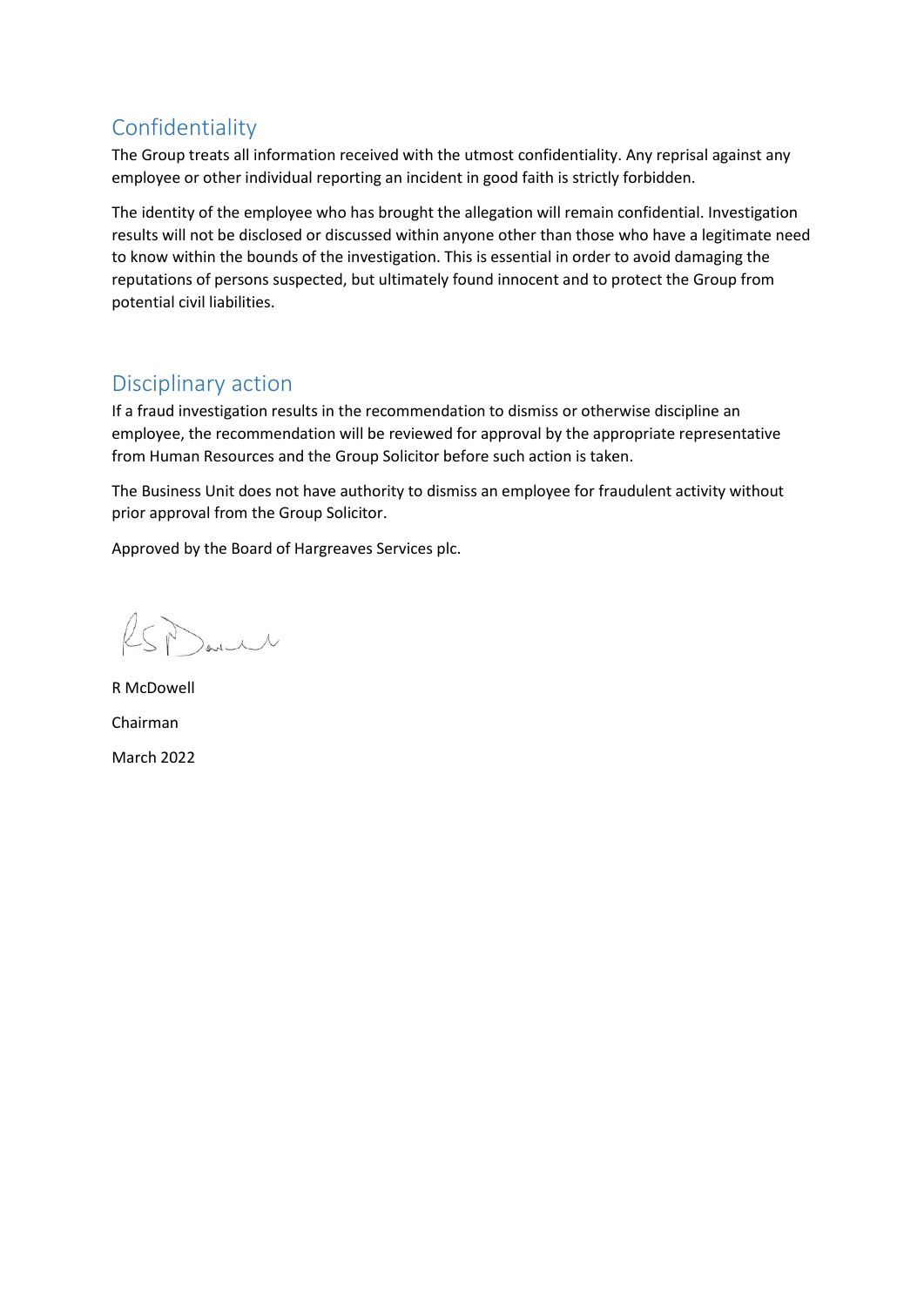## Confidentiality

The Group treats all information received with the utmost confidentiality. Any reprisal against any employee or other individual reporting an incident in good faith is strictly forbidden.

The identity of the employee who has brought the allegation will remain confidential. Investigation results will not be disclosed or discussed within anyone other than those who have a legitimate need to know within the bounds of the investigation. This is essential in order to avoid damaging the reputations of persons suspected, but ultimately found innocent and to protect the Group from potential civil liabilities.

## Disciplinary action

If a fraud investigation results in the recommendation to dismiss or otherwise discipline an employee, the recommendation will be reviewed for approval by the appropriate representative from Human Resources and the Group Solicitor before such action is taken.

The Business Unit does not have authority to dismiss an employee for fraudulent activity without prior approval from the Group Solicitor.

Approved by the Board of Hargreaves Services plc.

R McDowell

Chairman

March 2022